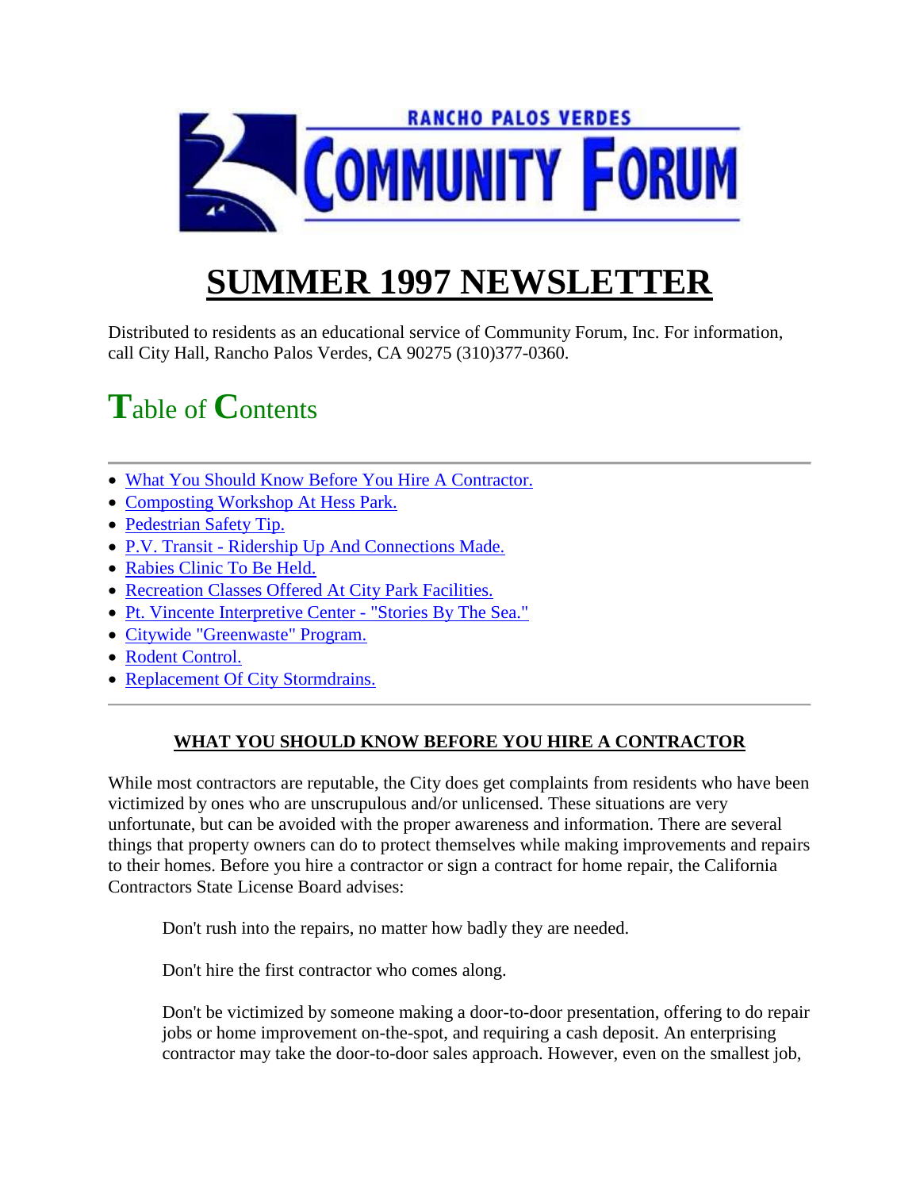RANCHO PALOS VERDES

# COMMUNITY FORUM

# SUMMER 1997 NEWSLETTER

Distributed to residents as an educational service of Community Forum, Inc. For information, call City Hall, Rancho Palos Verdes, CA 90275 (310)377-0360.

## Table of Contents

---

- What You Should Know Before You Hire A Contractor.
- Composting Workshop At Hess Park.
- Pedestrian Safety Tip.
- P.V. Transit - Ridership Up And Connections Made.
- Rabies Clinic To Be Held.
- Recreation Classes Offered At City Park Facilities.
- Pt. Vincente Interpretive Center - "Stories By The Sea."
- Citywide "Greenwaste" Program.
- Rodent Control.
- Replacement Of City Stormdrains.

---

### WHAT YOU SHOULD KNOW BEFORE YOU HIRE A CONTRACTOR

While most contractors are reputable, the City does get complaints from residents who have been victimized by ones who are unscrupulous and/or unlicensed. These situations are very unfortunate, but can be avoided with the proper awareness and information. There are several things that property owners can do to protect themselves while making improvements and repairs to their homes. Before you hire a contractor or sign a contract for home repair, the California Contractors State License Board advises:

> Don't rush into the repairs, no matter how badly they are needed.
>
> Don't hire the first contractor who comes along.
>
> Don't be victimized by someone making a door-to-door presentation, offering to do repair jobs or home improvement on-the-spot, and requiring a cash deposit. An enterprising contractor may take the door-to-door sales approach. However, even on the smallest job,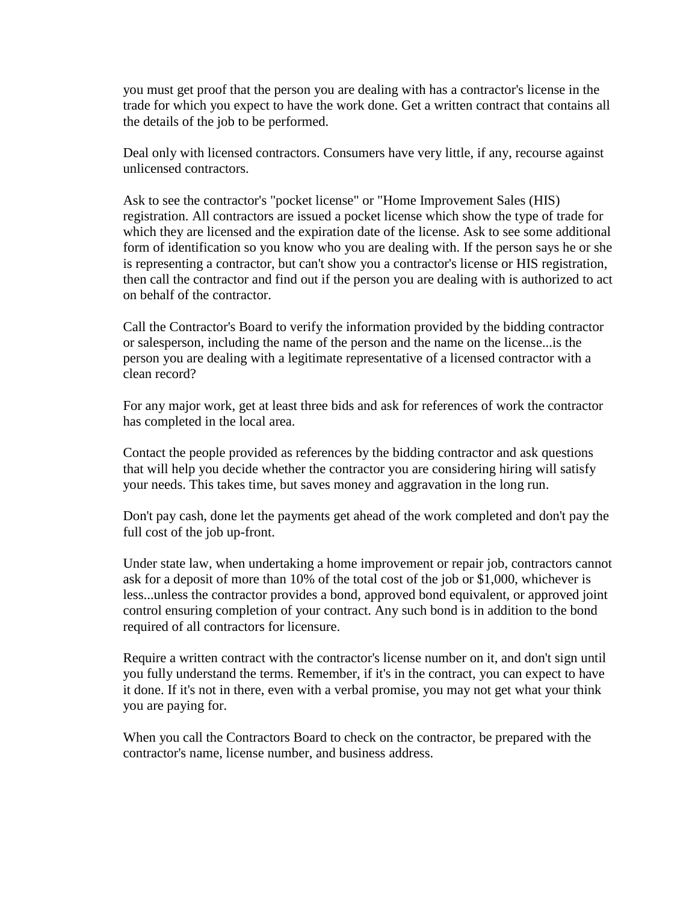you must get proof that the person you are dealing with has a contractor's license in the trade for which you expect to have the work done. Get a written contract that contains all the details of the job to be performed.

Deal only with licensed contractors. Consumers have very little, if any, recourse against unlicensed contractors.

Ask to see the contractor's "pocket license" or "Home Improvement Sales (HIS) registration. All contractors are issued a pocket license which show the type of trade for which they are licensed and the expiration date of the license. Ask to see some additional form of identification so you know who you are dealing with. If the person says he or she is representing a contractor, but can't show you a contractor's license or HIS registration, then call the contractor and find out if the person you are dealing with is authorized to act on behalf of the contractor.

Call the Contractor's Board to verify the information provided by the bidding contractor or salesperson, including the name of the person and the name on the license...is the person you are dealing with a legitimate representative of a licensed contractor with a clean record?

For any major work, get at least three bids and ask for references of work the contractor has completed in the local area.

Contact the people provided as references by the bidding contractor and ask questions that will help you decide whether the contractor you are considering hiring will satisfy your needs. This takes time, but saves money and aggravation in the long run.

Don't pay cash, done let the payments get ahead of the work completed and don't pay the full cost of the job up-front.

Under state law, when undertaking a home improvement or repair job, contractors cannot ask for a deposit of more than 10% of the total cost of the job or $1,000, whichever is less...unless the contractor provides a bond, approved bond equivalent, or approved joint control ensuring completion of your contract. Any such bond is in addition to the bond required of all contractors for licensure.

Require a written contract with the contractor's license number on it, and don't sign until you fully understand the terms. Remember, if it's in the contract, you can expect to have it done. If it's not in there, even with a verbal promise, you may not get what your think you are paying for.

When you call the Contractors Board to check on the contractor, be prepared with the contractor's name, license number, and business address.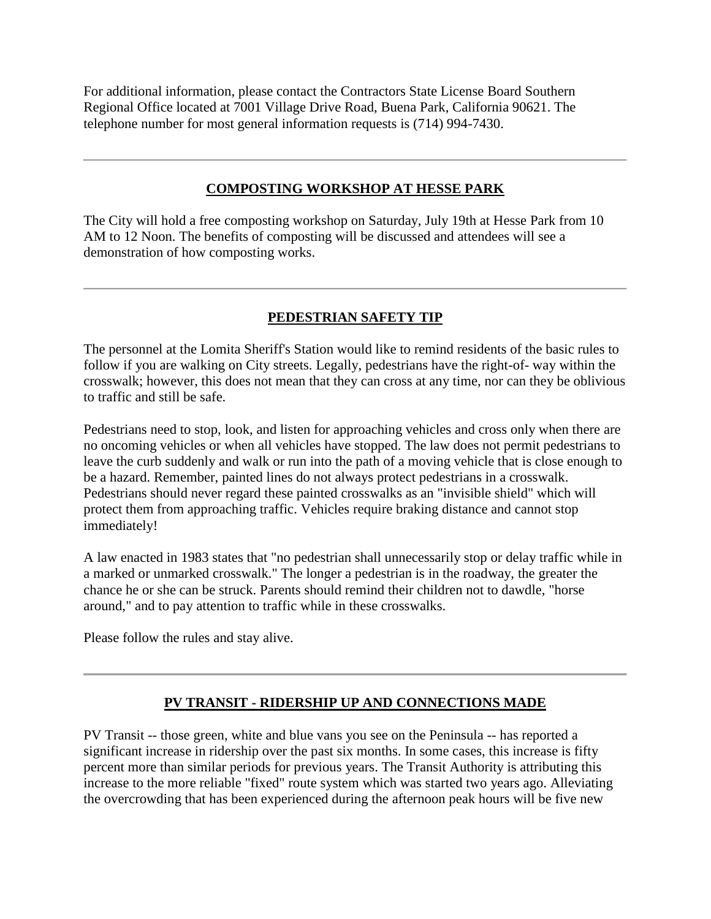For additional information, please contact the Contractors State License Board Southern Regional Office located at 7001 Village Drive Road, Buena Park, California 90621. The telephone number for most general information requests is (714) 994-7430.

---

## COMPOSTING WORKSHOP AT HESSE PARK

The City will hold a free composting workshop on Saturday, July 19th at Hesse Park from 10 AM to 12 Noon. The benefits of composting will be discussed and attendees will see a demonstration of how composting works.

---

## PEDESTRIAN SAFETY TIP

The personnel at the Lomita Sheriff's Station would like to remind residents of the basic rules to follow if you are walking on City streets. Legally, pedestrians have the right-of- way within the crosswalk; however, this does not mean that they can cross at any time, nor can they be oblivious to traffic and still be safe.

Pedestrians need to stop, look, and listen for approaching vehicles and cross only when there are no oncoming vehicles or when all vehicles have stopped. The law does not permit pedestrians to leave the curb suddenly and walk or run into the path of a moving vehicle that is close enough to be a hazard. Remember, painted lines do not always protect pedestrians in a crosswalk. Pedestrians should never regard these painted crosswalks as an "invisible shield" which will protect them from approaching traffic. Vehicles require braking distance and cannot stop immediately!

A law enacted in 1983 states that "no pedestrian shall unnecessarily stop or delay traffic while in a marked or unmarked crosswalk." The longer a pedestrian is in the roadway, the greater the chance he or she can be struck. Parents should remind their children not to dawdle, "horse around," and to pay attention to traffic while in these crosswalks.

Please follow the rules and stay alive.

---

## PV TRANSIT - RIDERSHIP UP AND CONNECTIONS MADE

PV Transit -- those green, white and blue vans you see on the Peninsula -- has reported a significant increase in ridership over the past six months. In some cases, this increase is fifty percent more than similar periods for previous years. The Transit Authority is attributing this increase to the more reliable "fixed" route system which was started two years ago. Alleviating the overcrowding that has been experienced during the afternoon peak hours will be five new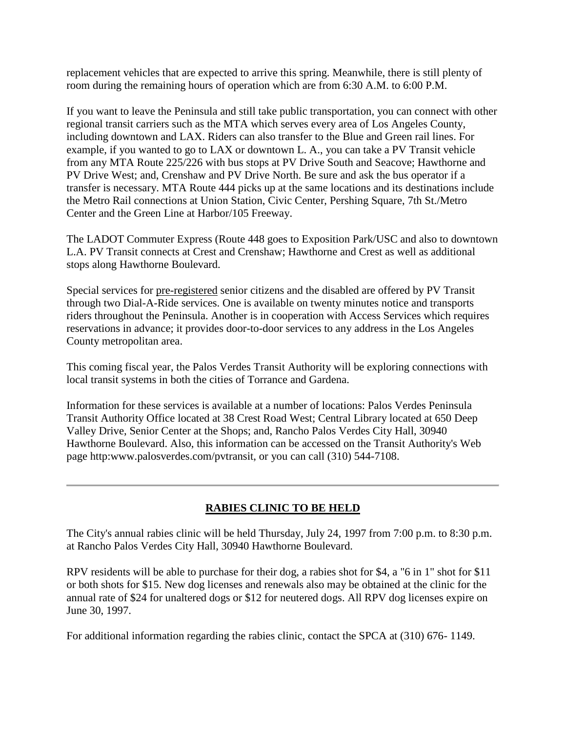replacement vehicles that are expected to arrive this spring. Meanwhile, there is still plenty of room during the remaining hours of operation which are from 6:30 A.M. to 6:00 P.M.

If you want to leave the Peninsula and still take public transportation, you can connect with other regional transit carriers such as the MTA which serves every area of Los Angeles County, including downtown and LAX. Riders can also transfer to the Blue and Green rail lines. For example, if you wanted to go to LAX or downtown L. A., you can take a PV Transit vehicle from any MTA Route 225/226 with bus stops at PV Drive South and Seacove; Hawthorne and PV Drive West; and, Crenshaw and PV Drive North. Be sure and ask the bus operator if a transfer is necessary. MTA Route 444 picks up at the same locations and its destinations include the Metro Rail connections at Union Station, Civic Center, Pershing Square, 7th St./Metro Center and the Green Line at Harbor/105 Freeway.

The LADOT Commuter Express (Route 448 goes to Exposition Park/USC and also to downtown L.A. PV Transit connects at Crest and Crenshaw; Hawthorne and Crest as well as additional stops along Hawthorne Boulevard.

Special services for pre-registered senior citizens and the disabled are offered by PV Transit through two Dial-A-Ride services. One is available on twenty minutes notice and transports riders throughout the Peninsula. Another is in cooperation with Access Services which requires reservations in advance; it provides door-to-door services to any address in the Los Angeles County metropolitan area.

This coming fiscal year, the Palos Verdes Transit Authority will be exploring connections with local transit systems in both the cities of Torrance and Gardena.

Information for these services is available at a number of locations: Palos Verdes Peninsula Transit Authority Office located at 38 Crest Road West; Central Library located at 650 Deep Valley Drive, Senior Center at the Shops; and, Rancho Palos Verdes City Hall, 30940 Hawthorne Boulevard. Also, this information can be accessed on the Transit Authority's Web page http:www.palosverdes.com/pvtransit, or you can call (310) 544-7108.

---

## RABIES CLINIC TO BE HELD

The City's annual rabies clinic will be held Thursday, July 24, 1997 from 7:00 p.m. to 8:30 p.m. at Rancho Palos Verdes City Hall, 30940 Hawthorne Boulevard.

RPV residents will be able to purchase for their dog, a rabies shot for $4, a "6 in 1" shot for $11 or both shots for $15. New dog licenses and renewals also may be obtained at the clinic for the annual rate of $24 for unaltered dogs or $12 for neutered dogs. All RPV dog licenses expire on June 30, 1997.

For additional information regarding the rabies clinic, contact the SPCA at (310) 676- 1149.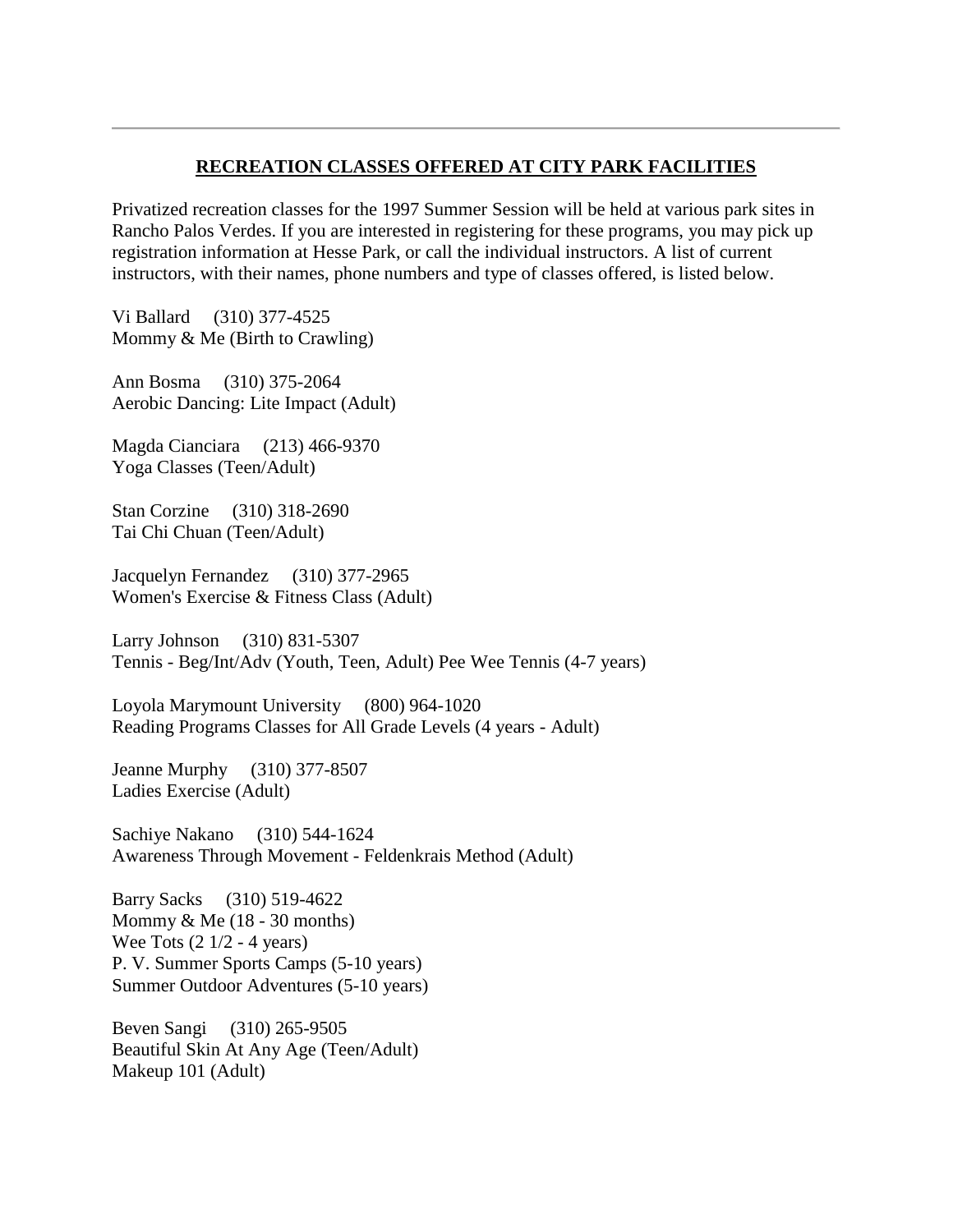---

## RECREATION CLASSES OFFERED AT CITY PARK FACILITIES

Privatized recreation classes for the 1997 Summer Session will be held at various park sites in Rancho Palos Verdes. If you are interested in registering for these programs, you may pick up registration information at Hesse Park, or call the individual instructors. A list of current instructors, with their names, phone numbers and type of classes offered, is listed below.

Vi Ballard (310) 377-4525
Mommy & Me (Birth to Crawling)

Ann Bosma (310) 375-2064
Aerobic Dancing: Lite Impact (Adult)

Magda Cianciara (213) 466-9370
Yoga Classes (Teen/Adult)

Stan Corzine (310) 318-2690
Tai Chi Chuan (Teen/Adult)

Jacquelyn Fernandez (310) 377-2965
Women's Exercise & Fitness Class (Adult)

Larry Johnson (310) 831-5307
Tennis - Beg/Int/Adv (Youth, Teen, Adult) Pee Wee Tennis (4-7 years)

Loyola Marymount University (800) 964-1020
Reading Programs Classes for All Grade Levels (4 years - Adult)

Jeanne Murphy (310) 377-8507
Ladies Exercise (Adult)

Sachiye Nakano (310) 544-1624
Awareness Through Movement - Feldenkrais Method (Adult)

Barry Sacks (310) 519-4622
Mommy & Me (18 - 30 months)
Wee Tots (2 1/2 - 4 years)
P. V. Summer Sports Camps (5-10 years)
Summer Outdoor Adventures (5-10 years)

Beven Sangi (310) 265-9505
Beautiful Skin At Any Age (Teen/Adult)
Makeup 101 (Adult)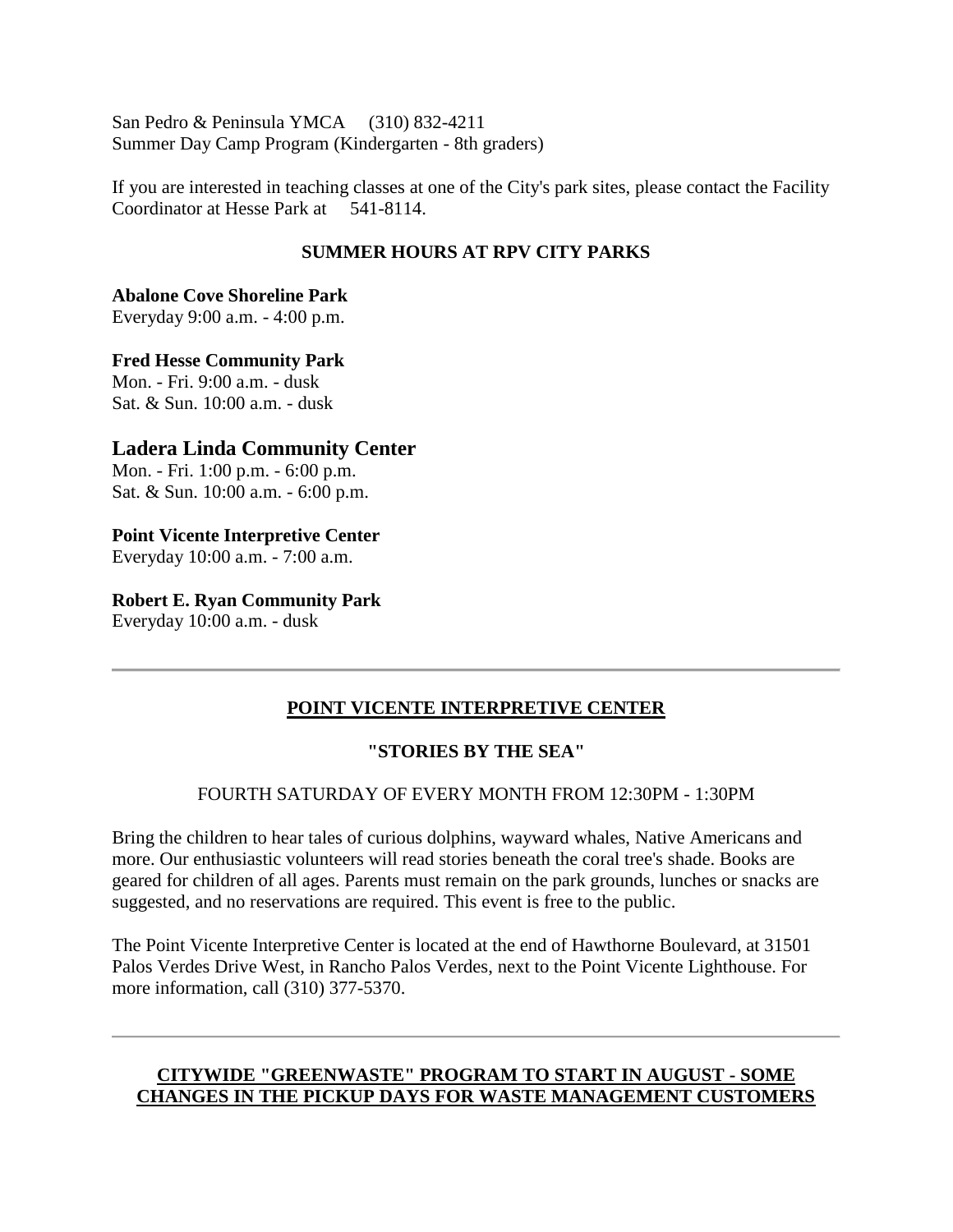San Pedro & Peninsula YMCA (310) 832-4211
Summer Day Camp Program (Kindergarten - 8th graders)

If you are interested in teaching classes at one of the City's park sites, please contact the Facility Coordinator at Hesse Park at 541-8114.

**SUMMER HOURS AT RPV CITY PARKS**

**Abalone Cove Shoreline Park**
Everyday 9:00 a.m. - 4:00 p.m.

**Fred Hesse Community Park**
Mon. - Fri. 9:00 a.m. - dusk
Sat. & Sun. 10:00 a.m. - dusk

### Ladera Linda Community Center
Mon. - Fri. 1:00 p.m. - 6:00 p.m.
Sat. & Sun. 10:00 a.m. - 6:00 p.m.

**Point Vicente Interpretive Center**
Everyday 10:00 a.m. - 7:00 a.m.

**Robert E. Ryan Community Park**
Everyday 10:00 a.m. - dusk

---

## POINT VICENTE INTERPRETIVE CENTER

**"STORIES BY THE SEA"**

FOURTH SATURDAY OF EVERY MONTH FROM 12:30PM - 1:30PM

Bring the children to hear tales of curious dolphins, wayward whales, Native Americans and more. Our enthusiastic volunteers will read stories beneath the coral tree's shade. Books are geared for children of all ages. Parents must remain on the park grounds, lunches or snacks are suggested, and no reservations are required. This event is free to the public.

The Point Vicente Interpretive Center is located at the end of Hawthorne Boulevard, at 31501 Palos Verdes Drive West, in Rancho Palos Verdes, next to the Point Vicente Lighthouse. For more information, call (310) 377-5370.

---

## CITYWIDE "GREENWASTE" PROGRAM TO START IN AUGUST - SOME CHANGES IN THE PICKUP DAYS FOR WASTE MANAGEMENT CUSTOMERS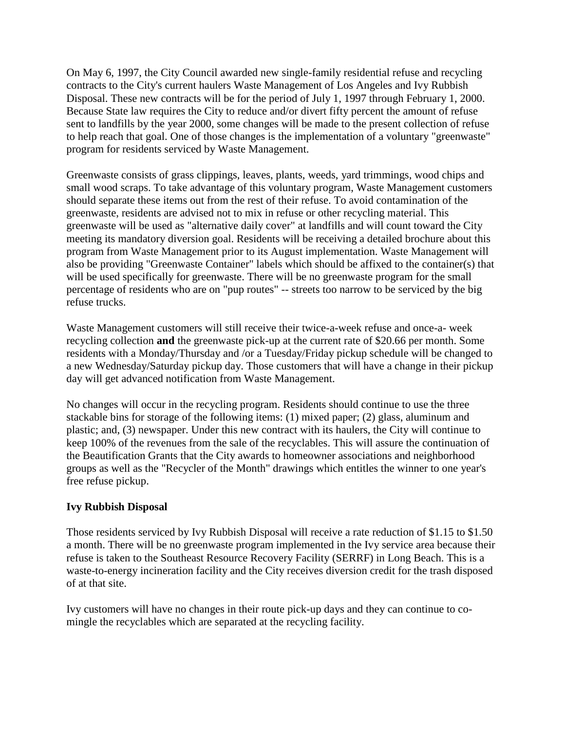On May 6, 1997, the City Council awarded new single-family residential refuse and recycling contracts to the City's current haulers Waste Management of Los Angeles and Ivy Rubbish Disposal. These new contracts will be for the period of July 1, 1997 through February 1, 2000. Because State law requires the City to reduce and/or divert fifty percent the amount of refuse sent to landfills by the year 2000, some changes will be made to the present collection of refuse to help reach that goal. One of those changes is the implementation of a voluntary "greenwaste" program for residents serviced by Waste Management.

Greenwaste consists of grass clippings, leaves, plants, weeds, yard trimmings, wood chips and small wood scraps. To take advantage of this voluntary program, Waste Management customers should separate these items out from the rest of their refuse. To avoid contamination of the greenwaste, residents are advised not to mix in refuse or other recycling material. This greenwaste will be used as "alternative daily cover" at landfills and will count toward the City meeting its mandatory diversion goal. Residents will be receiving a detailed brochure about this program from Waste Management prior to its August implementation. Waste Management will also be providing "Greenwaste Container" labels which should be affixed to the container(s) that will be used specifically for greenwaste. There will be no greenwaste program for the small percentage of residents who are on "pup routes" -- streets too narrow to be serviced by the big refuse trucks.

Waste Management customers will still receive their twice-a-week refuse and once-a- week recycling collection **and** the greenwaste pick-up at the current rate of $20.66 per month. Some residents with a Monday/Thursday and /or a Tuesday/Friday pickup schedule will be changed to a new Wednesday/Saturday pickup day. Those customers that will have a change in their pickup day will get advanced notification from Waste Management.

No changes will occur in the recycling program. Residents should continue to use the three stackable bins for storage of the following items: (1) mixed paper; (2) glass, aluminum and plastic; and, (3) newspaper. Under this new contract with its haulers, the City will continue to keep 100% of the revenues from the sale of the recyclables. This will assure the continuation of the Beautification Grants that the City awards to homeowner associations and neighborhood groups as well as the "Recycler of the Month" drawings which entitles the winner to one year's free refuse pickup.

**Ivy Rubbish Disposal**

Those residents serviced by Ivy Rubbish Disposal will receive a rate reduction of $1.15 to $1.50 a month. There will be no greenwaste program implemented in the Ivy service area because their refuse is taken to the Southeast Resource Recovery Facility (SERRF) in Long Beach. This is a waste-to-energy incineration facility and the City receives diversion credit for the trash disposed of at that site.

Ivy customers will have no changes in their route pick-up days and they can continue to co-mingle the recyclables which are separated at the recycling facility.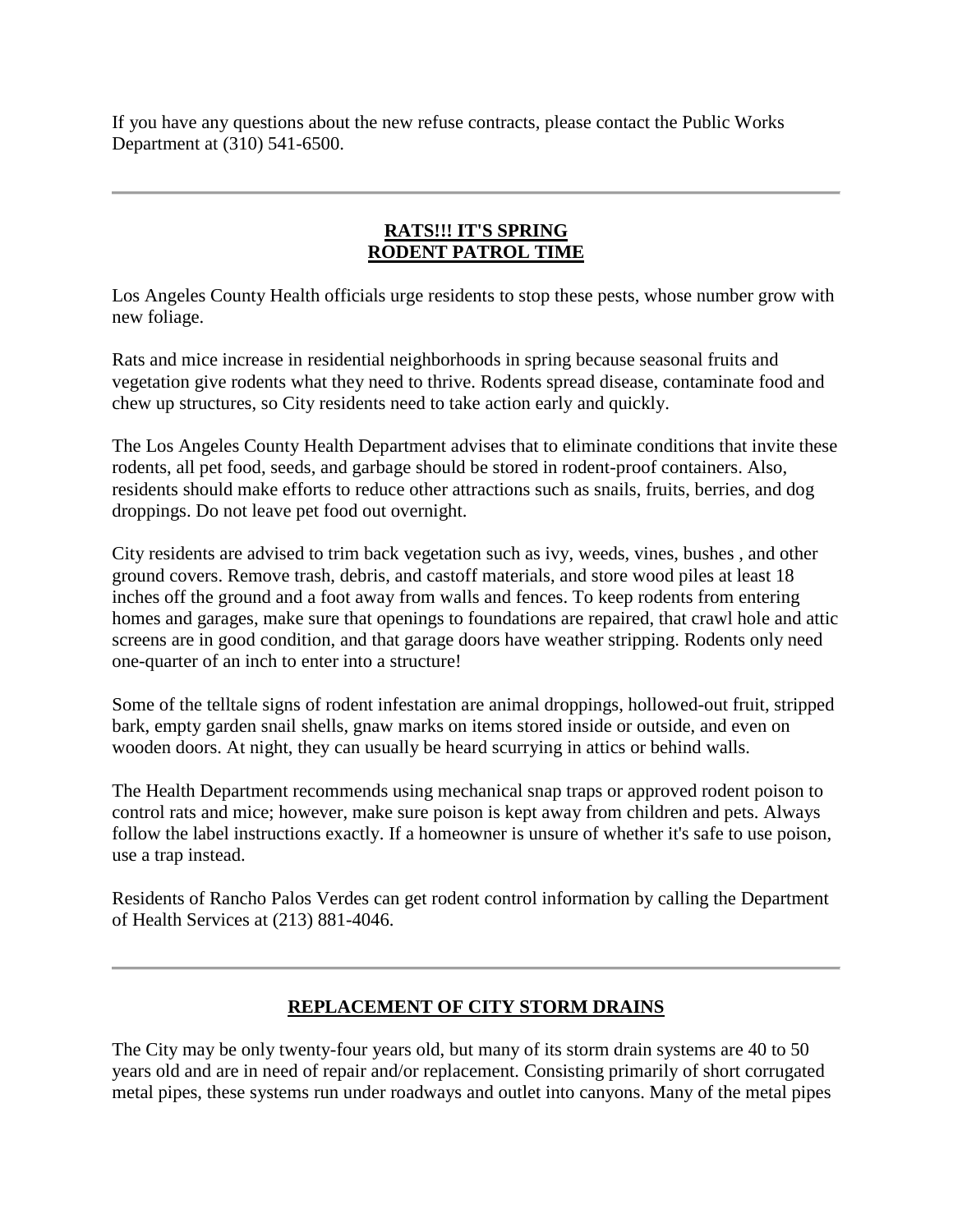If you have any questions about the new refuse contracts, please contact the Public Works Department at (310) 541-6500.

---

## RATS!!! IT'S SPRING RODENT PATROL TIME

Los Angeles County Health officials urge residents to stop these pests, whose number grow with new foliage.

Rats and mice increase in residential neighborhoods in spring because seasonal fruits and vegetation give rodents what they need to thrive. Rodents spread disease, contaminate food and chew up structures, so City residents need to take action early and quickly.

The Los Angeles County Health Department advises that to eliminate conditions that invite these rodents, all pet food, seeds, and garbage should be stored in rodent-proof containers. Also, residents should make efforts to reduce other attractions such as snails, fruits, berries, and dog droppings. Do not leave pet food out overnight.

City residents are advised to trim back vegetation such as ivy, weeds, vines, bushes , and other ground covers. Remove trash, debris, and castoff materials, and store wood piles at least 18 inches off the ground and a foot away from walls and fences. To keep rodents from entering homes and garages, make sure that openings to foundations are repaired, that crawl hole and attic screens are in good condition, and that garage doors have weather stripping. Rodents only need one-quarter of an inch to enter into a structure!

Some of the telltale signs of rodent infestation are animal droppings, hollowed-out fruit, stripped bark, empty garden snail shells, gnaw marks on items stored inside or outside, and even on wooden doors. At night, they can usually be heard scurrying in attics or behind walls.

The Health Department recommends using mechanical snap traps or approved rodent poison to control rats and mice; however, make sure poison is kept away from children and pets. Always follow the label instructions exactly. If a homeowner is unsure of whether it's safe to use poison, use a trap instead.

Residents of Rancho Palos Verdes can get rodent control information by calling the Department of Health Services at (213) 881-4046.

---

## REPLACEMENT OF CITY STORM DRAINS

The City may be only twenty-four years old, but many of its storm drain systems are 40 to 50 years old and are in need of repair and/or replacement. Consisting primarily of short corrugated metal pipes, these systems run under roadways and outlet into canyons. Many of the metal pipes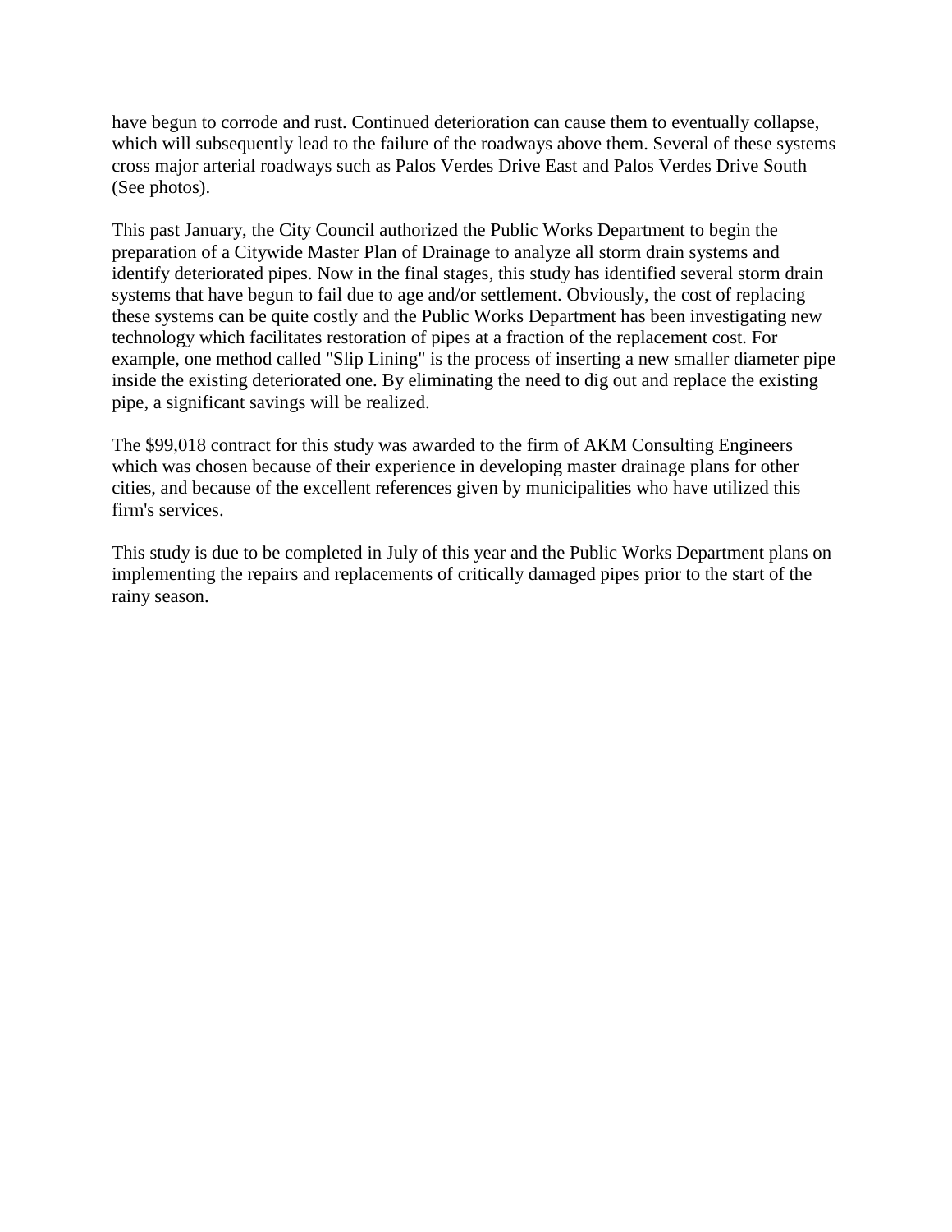have begun to corrode and rust. Continued deterioration can cause them to eventually collapse, which will subsequently lead to the failure of the roadways above them. Several of these systems cross major arterial roadways such as Palos Verdes Drive East and Palos Verdes Drive South (See photos).

This past January, the City Council authorized the Public Works Department to begin the preparation of a Citywide Master Plan of Drainage to analyze all storm drain systems and identify deteriorated pipes. Now in the final stages, this study has identified several storm drain systems that have begun to fail due to age and/or settlement. Obviously, the cost of replacing these systems can be quite costly and the Public Works Department has been investigating new technology which facilitates restoration of pipes at a fraction of the replacement cost. For example, one method called "Slip Lining" is the process of inserting a new smaller diameter pipe inside the existing deteriorated one. By eliminating the need to dig out and replace the existing pipe, a significant savings will be realized.

The $99,018 contract for this study was awarded to the firm of AKM Consulting Engineers which was chosen because of their experience in developing master drainage plans for other cities, and because of the excellent references given by municipalities who have utilized this firm's services.

This study is due to be completed in July of this year and the Public Works Department plans on implementing the repairs and replacements of critically damaged pipes prior to the start of the rainy season.